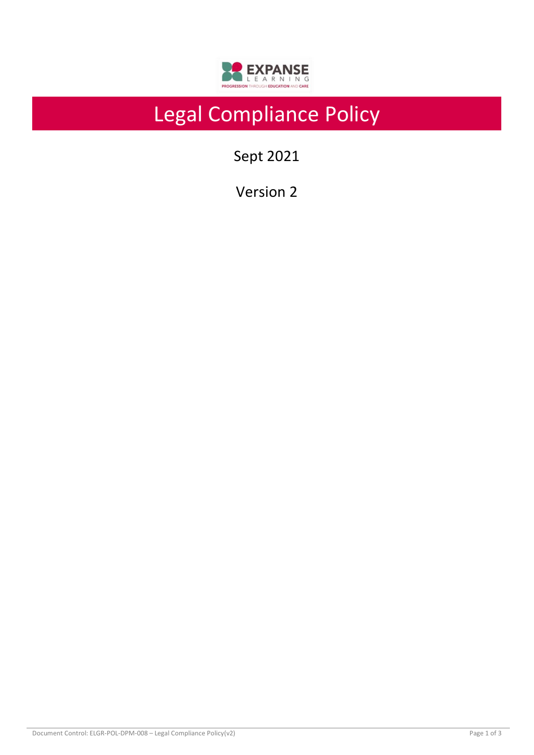# Legal Compliance Policy

Sept 2021

Version 2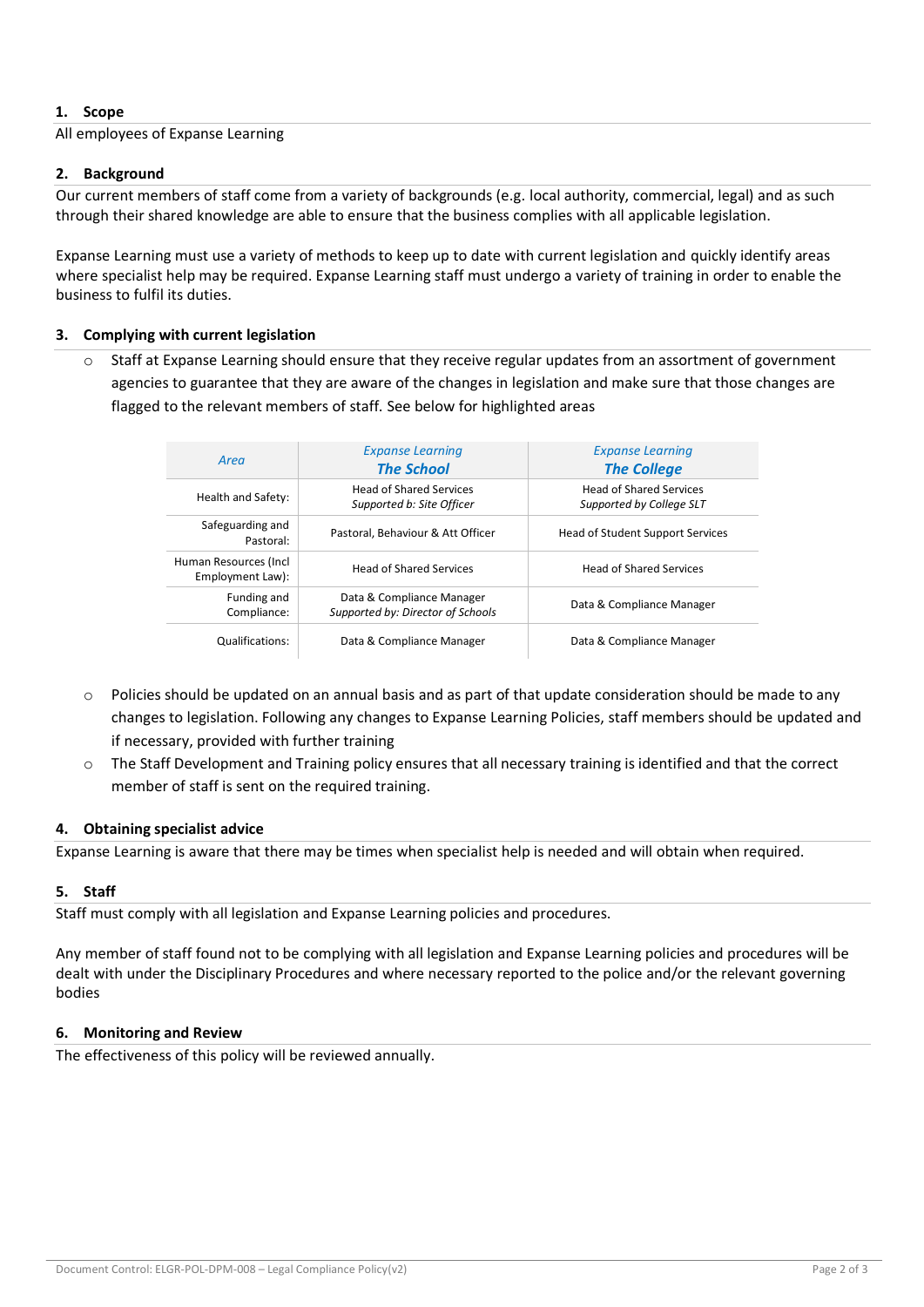## 1. Scope

All employees of Expanse Learning

## 2. Background

Our current members of staff come from a variety of backgrounds (e.g. local authority, commercial, legal) and as such through their shared knowledge are able to ensure that the business complies with all applicable legislation.

Expanse Learning must use a variety of methods to keep up to date with current legislation and quickly identify areas where specialist help may be required. Expanse Learning staff must undergo a variety of training in order to enable the business to fulfil its duties.

## 3. Complying with current legislation

- Staff at Expanse Learning should ensure that they receive regular updates from an assortment of government agencies to guarantee that they are aware of the changes in legislation and make sure that those changes are flagged to the relevant members of staff. See below for highlighted areas

| *Area* | *Expanse Learning* ***The School*** | *Expanse Learning* ***The College*** |
|---|---|---|
| Health and Safety: | Head of Shared Services *Supported b: Site Officer* | Head of Shared Services *Supported by College SLT* |
| Safeguarding and Pastoral: | Pastoral, Behaviour & Att Officer | Head of Student Support Services |
| Human Resources (Incl Employment Law): | Head of Shared Services | Head of Shared Services |
| Funding and Compliance: | Data & Compliance Manager *Supported by: Director of Schools* | Data & Compliance Manager |
| Qualifications: | Data & Compliance Manager | Data & Compliance Manager |

- Policies should be updated on an annual basis and as part of that update consideration should be made to any changes to legislation. Following any changes to Expanse Learning Policies, staff members should be updated and if necessary, provided with further training
- The Staff Development and Training policy ensures that all necessary training is identified and that the correct member of staff is sent on the required training.

## 4. Obtaining specialist advice

Expanse Learning is aware that there may be times when specialist help is needed and will obtain when required.

## 5. Staff

Staff must comply with all legislation and Expanse Learning policies and procedures.

Any member of staff found not to be complying with all legislation and Expanse Learning policies and procedures will be dealt with under the Disciplinary Procedures and where necessary reported to the police and/or the relevant governing bodies

## 6. Monitoring and Review

The effectiveness of this policy will be reviewed annually.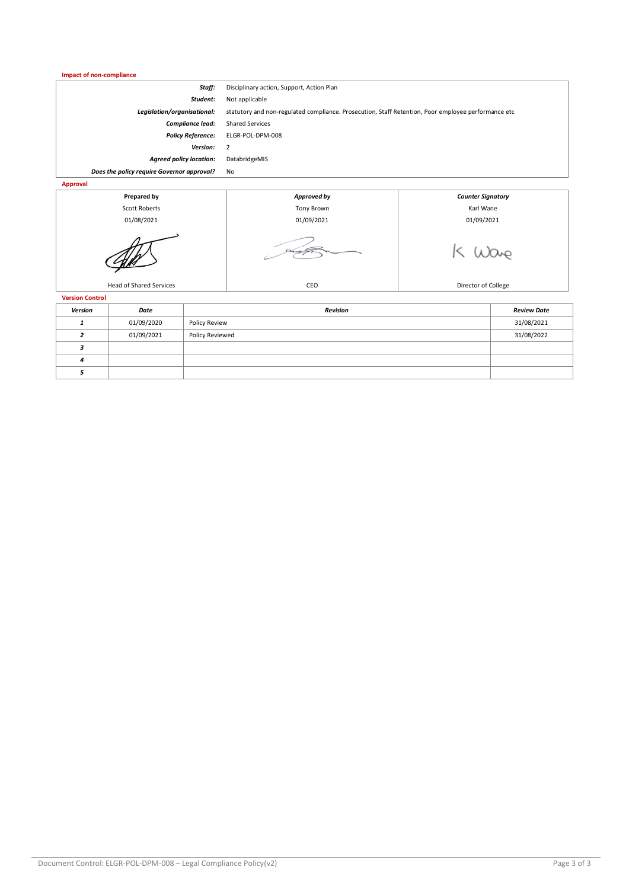**Impact of non-compliance**

| | |
|---|---|
| ***Staff:*** | Disciplinary action, Support, Action Plan |
| ***Student:*** | Not applicable |
| ***Legislation/organisational:*** | statutory and non-regulated compliance. Prosecution, Staff Retention, Poor employee performance etc |
| ***Compliance lead:*** | Shared Services |
| ***Policy Reference:*** | ELGR-POL-DPM-008 |
| ***Version:*** | 2 |
| ***Agreed policy location:*** | DatabridgeMIS |
| ***Does the policy require Governor approval?*** | No |

**Approval**

| **Prepared by** | ***Approved by*** | ***Counter Signatory*** |
|---|---|---|
| Scott Roberts | Tony Brown | Karl Wane |
| 01/08/2021 | 01/09/2021 | 01/09/2021 |
| | | K Wane |
| Head of Shared Services | CEO | Director of College |

**Version Control**

| *Version* | *Date* | *Revision* | *Review Date* |
|---|---|---|---|
| *1* | 01/09/2020 | Policy Review | 31/08/2021 |
| *2* | 01/09/2021 | Policy Reviewed | 31/08/2022 |
| *3* | | | |
| *4* | | | |
| *5* | | | |

Document Control: ELGR-POL-DPM-008 – Legal Compliance Policy(v2)